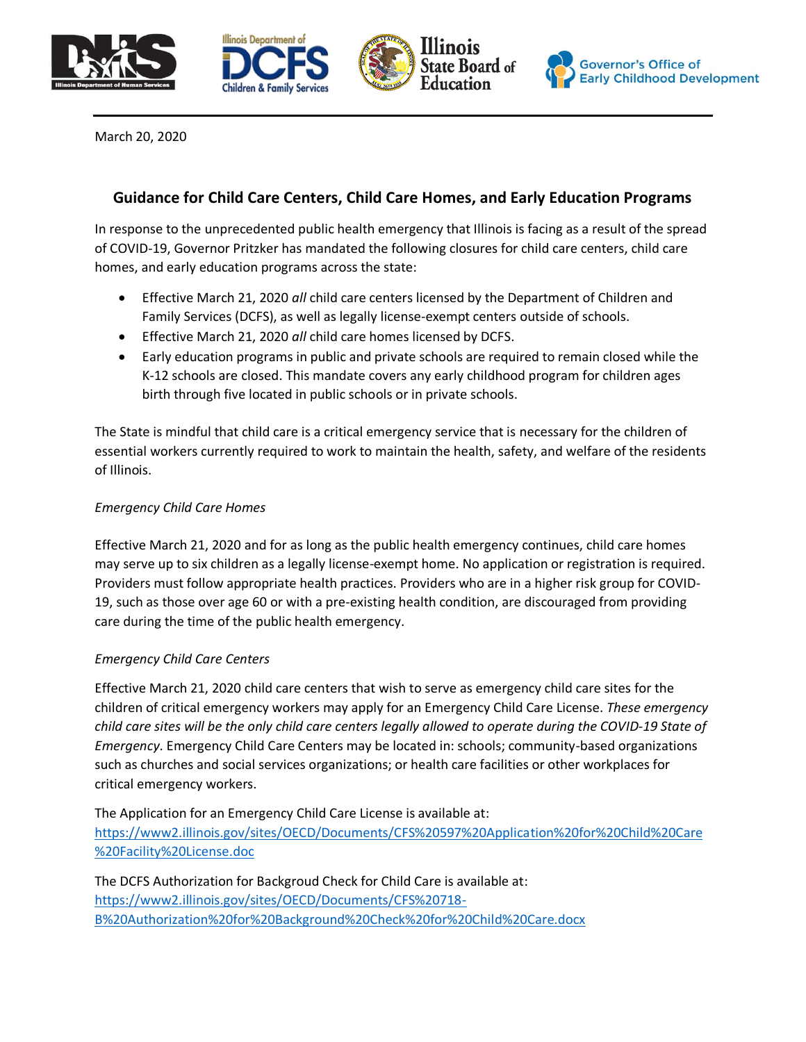March 20, 2020

## Guidance for Child Care Centers, Child Care Homes, and Early Education Programs

In response to the unprecedented public health emergency that Illinois is facing as a result of the spread of COVID-19, Governor Pritzker has mandated the following closures for child care centers, child care homes, and early education programs across the state:

- Effective March 21, 2020 *all* child care centers licensed by the Department of Children and Family Services (DCFS), as well as legally license-exempt centers outside of schools.
- Effective March 21, 2020 *all* child care homes licensed by DCFS.
- Early education programs in public and private schools are required to remain closed while the K-12 schools are closed. This mandate covers any early childhood program for children ages birth through five located in public schools or in private schools.

The State is mindful that child care is a critical emergency service that is necessary for the children of essential workers currently required to work to maintain the health, safety, and welfare of the residents of Illinois.

*Emergency Child Care Homes*

Effective March 21, 2020 and for as long as the public health emergency continues, child care homes may serve up to six children as a legally license-exempt home. No application or registration is required. Providers must follow appropriate health practices. Providers who are in a higher risk group for COVID-19, such as those over age 60 or with a pre-existing health condition, are discouraged from providing care during the time of the public health emergency.

*Emergency Child Care Centers*

Effective March 21, 2020 child care centers that wish to serve as emergency child care sites for the children of critical emergency workers may apply for an Emergency Child Care License. *These emergency child care sites will be the only child care centers legally allowed to operate during the COVID-19 State of Emergency.* Emergency Child Care Centers may be located in: schools; community-based organizations such as churches and social services organizations; or health care facilities or other workplaces for critical emergency workers.

The Application for an Emergency Child Care License is available at:
https://www2.illinois.gov/sites/OECD/Documents/CFS%20597%20Application%20for%20Child%20Care%20Facility%20License.doc

The DCFS Authorization for Backgroud Check for Child Care is available at:
https://www2.illinois.gov/sites/OECD/Documents/CFS%20718-B%20Authorization%20for%20Background%20Check%20for%20Child%20Care.docx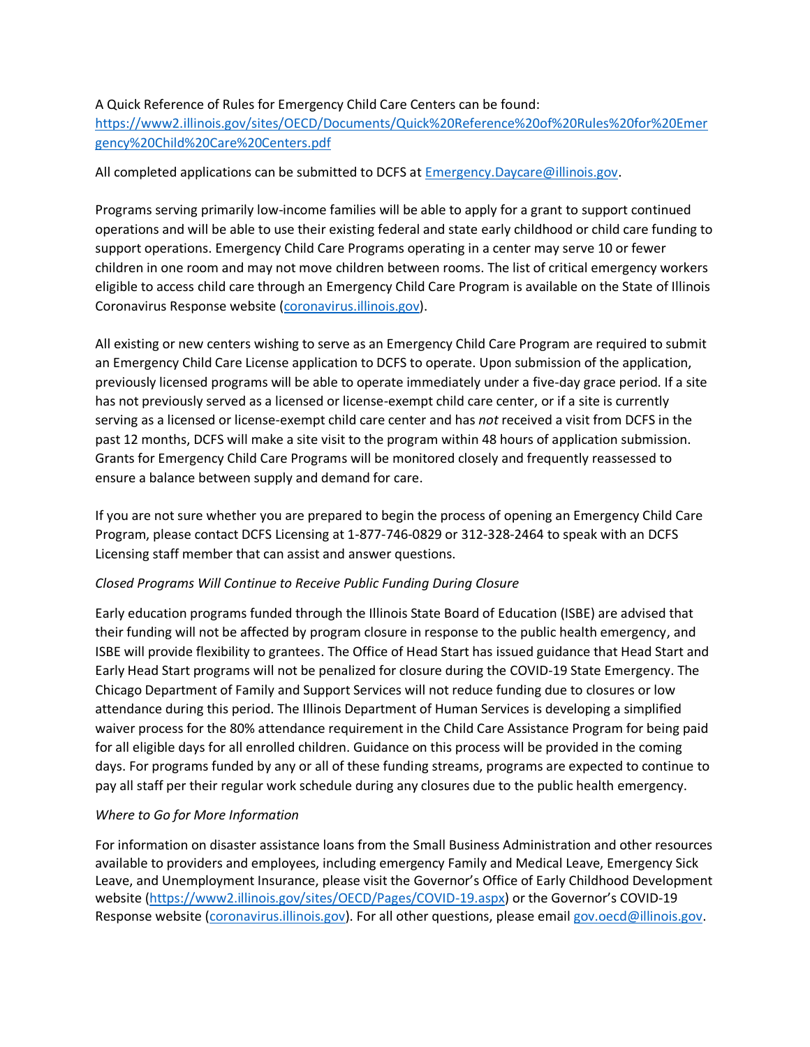A Quick Reference of Rules for Emergency Child Care Centers can be found: https://www2.illinois.gov/sites/OECD/Documents/Quick%20Reference%20of%20Rules%20for%20Emergency%20Child%20Care%20Centers.pdf

All completed applications can be submitted to DCFS at Emergency.Daycare@illinois.gov.

Programs serving primarily low-income families will be able to apply for a grant to support continued operations and will be able to use their existing federal and state early childhood or child care funding to support operations. Emergency Child Care Programs operating in a center may serve 10 or fewer children in one room and may not move children between rooms. The list of critical emergency workers eligible to access child care through an Emergency Child Care Program is available on the State of Illinois Coronavirus Response website (coronavirus.illinois.gov).

All existing or new centers wishing to serve as an Emergency Child Care Program are required to submit an Emergency Child Care License application to DCFS to operate. Upon submission of the application, previously licensed programs will be able to operate immediately under a five-day grace period. If a site has not previously served as a licensed or license-exempt child care center, or if a site is currently serving as a licensed or license-exempt child care center and has *not* received a visit from DCFS in the past 12 months, DCFS will make a site visit to the program within 48 hours of application submission. Grants for Emergency Child Care Programs will be monitored closely and frequently reassessed to ensure a balance between supply and demand for care.

If you are not sure whether you are prepared to begin the process of opening an Emergency Child Care Program, please contact DCFS Licensing at 1-877-746-0829 or 312-328-2464 to speak with an DCFS Licensing staff member that can assist and answer questions.

*Closed Programs Will Continue to Receive Public Funding During Closure*

Early education programs funded through the Illinois State Board of Education (ISBE) are advised that their funding will not be affected by program closure in response to the public health emergency, and ISBE will provide flexibility to grantees. The Office of Head Start has issued guidance that Head Start and Early Head Start programs will not be penalized for closure during the COVID-19 State Emergency. The Chicago Department of Family and Support Services will not reduce funding due to closures or low attendance during this period. The Illinois Department of Human Services is developing a simplified waiver process for the 80% attendance requirement in the Child Care Assistance Program for being paid for all eligible days for all enrolled children. Guidance on this process will be provided in the coming days. For programs funded by any or all of these funding streams, programs are expected to continue to pay all staff per their regular work schedule during any closures due to the public health emergency.

*Where to Go for More Information*

For information on disaster assistance loans from the Small Business Administration and other resources available to providers and employees, including emergency Family and Medical Leave, Emergency Sick Leave, and Unemployment Insurance, please visit the Governor's Office of Early Childhood Development website (https://www2.illinois.gov/sites/OECD/Pages/COVID-19.aspx) or the Governor's COVID-19 Response website (coronavirus.illinois.gov). For all other questions, please email gov.oecd@illinois.gov.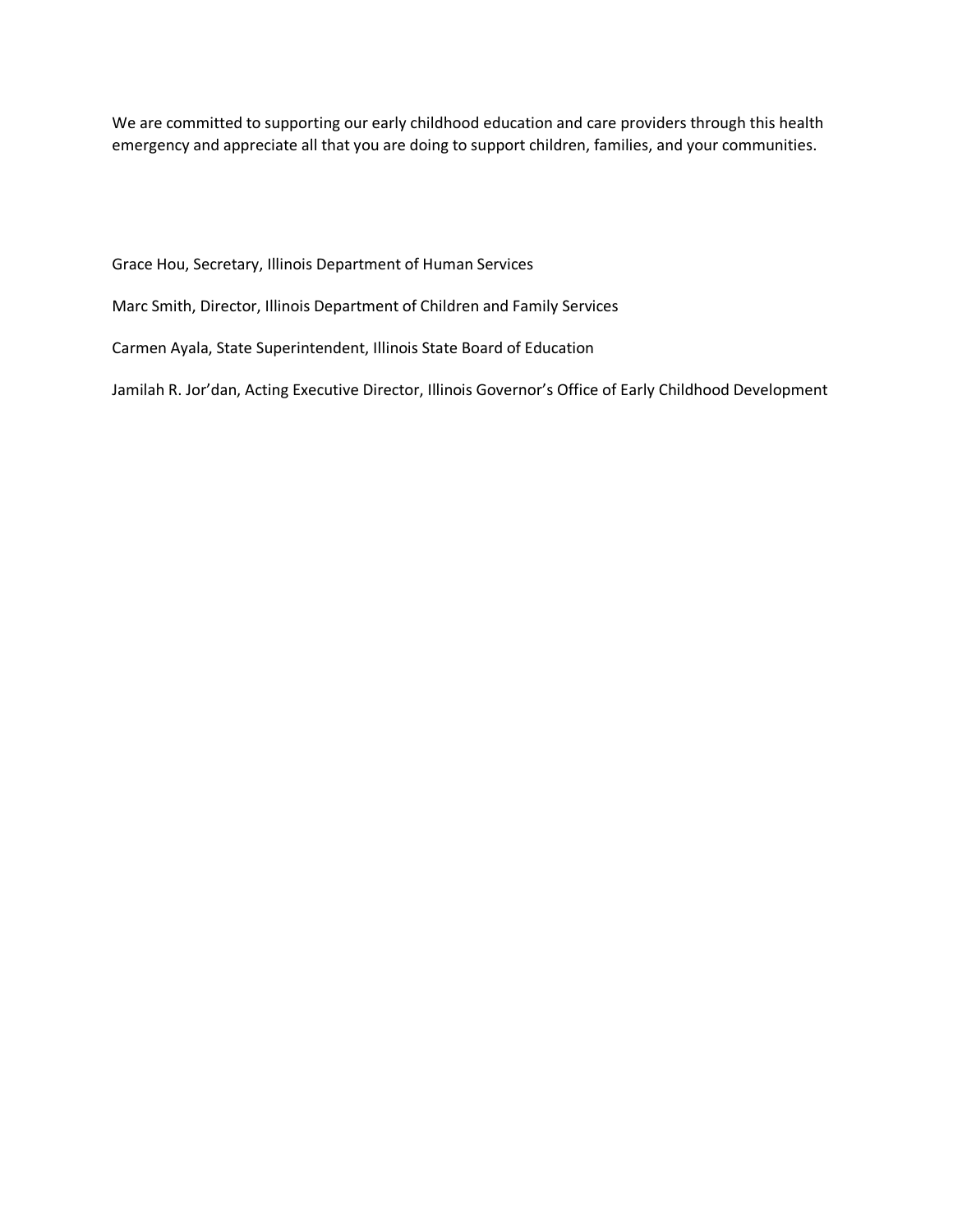We are committed to supporting our early childhood education and care providers through this health emergency and appreciate all that you are doing to support children, families, and your communities.

Grace Hou, Secretary, Illinois Department of Human Services

Marc Smith, Director, Illinois Department of Children and Family Services

Carmen Ayala, State Superintendent, Illinois State Board of Education

Jamilah R. Jor'dan, Acting Executive Director, Illinois Governor's Office of Early Childhood Development